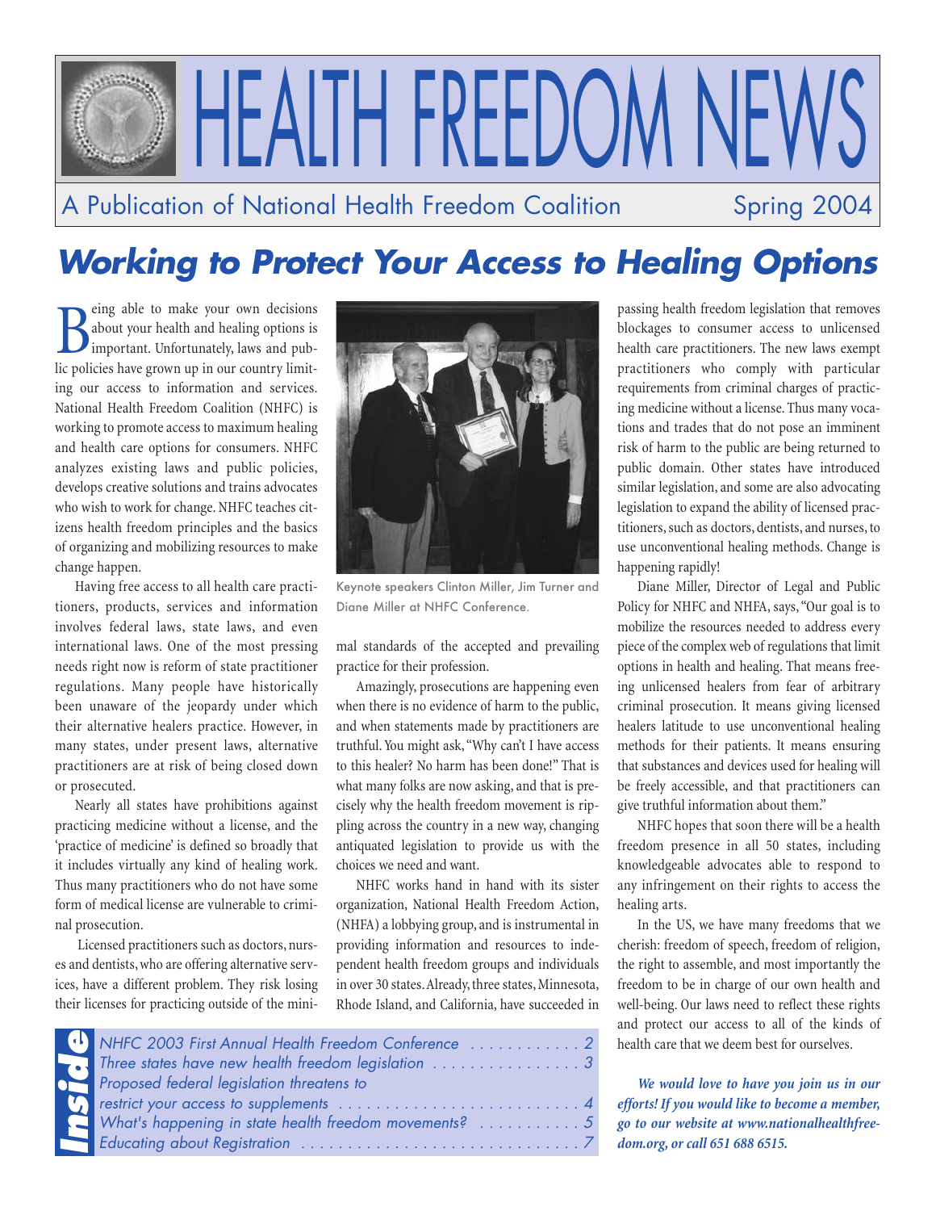# HEALTH FREEDOM NEWS

A Publication of National Health Freedom Coalition — Spring 2004

## *Working to Protect Your Access to Healing Options*

Being able to make your own decisions about your health and healing options is important. Unfortunately, laws and public policies have grown up in our country limiting our access to information and services. National Health Freedom Coalition (NHFC) is working to promote access to maximum healing and health care options for consumers. NHFC analyzes existing laws and public policies, develops creative solutions and trains advocates who wish to work for change. NHFC teaches citizens health freedom principles and the basics of organizing and mobilizing resources to make change happen.

Having free access to all health care practitioners, products, services and information involves federal laws, state laws, and even international laws. One of the most pressing needs right now is reform of state practitioner regulations. Many people have historically been unaware of the jeopardy under which their alternative healers practice. However, in many states, under present laws, alternative practitioners are at risk of being closed down or prosecuted.

Nearly all states have prohibitions against practicing medicine without a license, and the 'practice of medicine' is defined so broadly that it includes virtually any kind of healing work. Thus many practitioners who do not have some form of medical license are vulnerable to criminal prosecution.

Licensed practitioners such as doctors, nurses and dentists, who are offering alternative services, have a different problem. They risk losing their licenses for practicing outside of the minimal standards of the accepted and prevailing practice for their profession.

Keynote speakers Clinton Miller, Jim Turner and Diane Miller at NHFC Conference.

Amazingly, prosecutions are happening even when there is no evidence of harm to the public, and when statements made by practitioners are truthful. You might ask, "Why can't I have access to this healer? No harm has been done!" That is what many folks are now asking, and that is precisely why the health freedom movement is rippling across the country in a new way, changing antiquated legislation to provide us with the choices we need and want.

NHFC works hand in hand with its sister organization, National Health Freedom Action, (NHFA) a lobbying group, and is instrumental in providing information and resources to independent health freedom groups and individuals in over 30 states. Already, three states, Minnesota, Rhode Island, and California, have succeeded in passing health freedom legislation that removes blockages to consumer access to unlicensed health care practitioners. The new laws exempt practitioners who comply with particular requirements from criminal charges of practicing medicine without a license. Thus many vocations and trades that do not pose an imminent risk of harm to the public are being returned to public domain. Other states have introduced similar legislation, and some are also advocating legislation to expand the ability of licensed practitioners, such as doctors, dentists, and nurses, to use unconventional healing methods. Change is happening rapidly!

Diane Miller, Director of Legal and Public Policy for NHFC and NHFA, says, "Our goal is to mobilize the resources needed to address every piece of the complex web of regulations that limit options in health and healing. That means freeing unlicensed healers from fear of arbitrary criminal prosecution. It means giving licensed healers latitude to use unconventional healing methods for their patients. It means ensuring that substances and devices used for healing will be freely accessible, and that practitioners can give truthful information about them."

NHFC hopes that soon there will be a health freedom presence in all 50 states, including knowledgeable advocates able to respond to any infringement on their rights to access the healing arts.

In the US, we have many freedoms that we cherish: freedom of speech, freedom of religion, the right to assemble, and most importantly the freedom to be in charge of our own health and well-being. Our laws need to reflect these rights and protect our access to all of the kinds of health care that we deem best for ourselves.

***We would love to have you join us in our efforts! If you would like to become a member, go to our website at www.nationalhealthfreedom.org, or call 651 688 6515.***

### Inside

- *NHFC 2003 First Annual Health Freedom Conference* . . . . . 2
- *Three states have new health freedom legislation* . . . . . 3
- *Proposed federal legislation threatens to restrict your access to supplements* . . . . . 4
- *What's happening in state health freedom movements?* . . . . . 5
- *Educating about Registration* . . . . . 7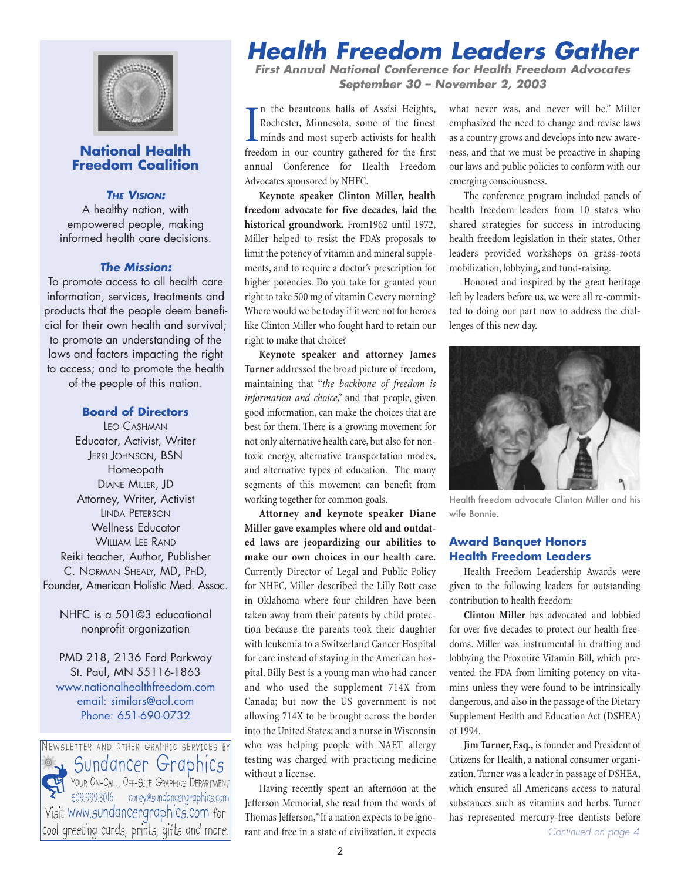# Health Freedom Leaders Gather

***First Annual National Conference for Health Freedom Advocates September 30 – November 2, 2003***

In the beauteous halls of Assisi Heights, Rochester, Minnesota, some of the finest minds and most superb activists for health freedom in our country gathered for the first annual Conference for Health Freedom Advocates sponsored by NHFC.

**Keynote speaker Clinton Miller, health freedom advocate for five decades, laid the historical groundwork.** From1962 until 1972, Miller helped to resist the FDA's proposals to limit the potency of vitamin and mineral supplements, and to require a doctor's prescription for higher potencies. Do you take for granted your right to take 500 mg of vitamin C every morning? Where would we be today if it were not for heroes like Clinton Miller who fought hard to retain our right to make that choice?

**Keynote speaker and attorney James Turner** addressed the broad picture of freedom, maintaining that "*the backbone of freedom is information and choice*," and that people, given good information, can make the choices that are best for them. There is a growing movement for not only alternative health care, but also for non-toxic energy, alternative transportation modes, and alternative types of education. The many segments of this movement can benefit from working together for common goals.

**Attorney and keynote speaker Diane Miller gave examples where old and outdated laws are jeopardizing our abilities to make our own choices in our health care.** Currently Director of Legal and Public Policy for NHFC, Miller described the Lilly Rott case in Oklahoma where four children have been taken away from their parents by child protection because the parents took their daughter with leukemia to a Switzerland Cancer Hospital for care instead of staying in the American hospital. Billy Best is a young man who had cancer and who used the supplement 714X from Canada; but now the US government is not allowing 714X to be brought across the border into the United States; and a nurse in Wisconsin who was helping people with NAET allergy testing was charged with practicing medicine without a license.

Having recently spent an afternoon at the Jefferson Memorial, she read from the words of Thomas Jefferson, "If a nation expects to be ignorant and free in a state of civilization, it expects what never was, and never will be." Miller emphasized the need to change and revise laws as a country grows and develops into new awareness, and that we must be proactive in shaping our laws and public policies to conform with our emerging consciousness.

The conference program included panels of health freedom leaders from 10 states who shared strategies for success in introducing health freedom legislation in their states. Other leaders provided workshops on grass-roots mobilization, lobbying, and fund-raising.

Honored and inspired by the great heritage left by leaders before us, we were all re-committed to doing our part now to address the challenges of this new day.

Health freedom advocate Clinton Miller and his wife Bonnie.

## Award Banquet Honors Health Freedom Leaders

Health Freedom Leadership Awards were given to the following leaders for outstanding contribution to health freedom:

**Clinton Miller** has advocated and lobbied for over five decades to protect our health freedoms. Miller was instrumental in drafting and lobbying the Proxmire Vitamin Bill, which prevented the FDA from limiting potency on vitamins unless they were found to be intrinsically dangerous, and also in the passage of the Dietary Supplement Health and Education Act (DSHEA) of 1994.

**Jim Turner, Esq.,** is founder and President of Citizens for Health, a national consumer organization. Turner was a leader in passage of DSHEA, which ensured all Americans access to natural substances such as vitamins and herbs. Turner has represented mercury-free dentists before

*Continued on page 4*

---

## National Health Freedom Coalition

***The Vision:***

A healthy nation, with empowered people, making informed health care decisions.

***The Mission:***

To promote access to all health care information, services, treatments and products that the people deem beneficial for their own health and survival; to promote an understanding of the laws and factors impacting the right to access; and to promote the health of the people of this nation.

**Board of Directors**

Leo Cashman
Educator, Activist, Writer

Jerri Johnson, BSN
Homeopath

Diane Miller, JD
Attorney, Writer, Activist

Linda Peterson
Wellness Educator

William Lee Rand
Reiki teacher, Author, Publisher

C. Norman Shealy, MD, PhD,
Founder, American Holistic Med. Assoc.

NHFC is a 501©3 educational nonprofit organization

PMD 218, 2136 Ford Parkway
St. Paul, MN 55116-1863
www.nationalhealthfreedom.com
email: similars@aol.com
Phone: 651-690-0732

---

Newsletter and other graphic services by
Sundancer Graphics
Your On-Call, Off-Site Graphics Department
509.999.3016 corey@sundancergraphics.com
Visit www.sundancergraphics.com for cool greeting cards, prints, gifts and more.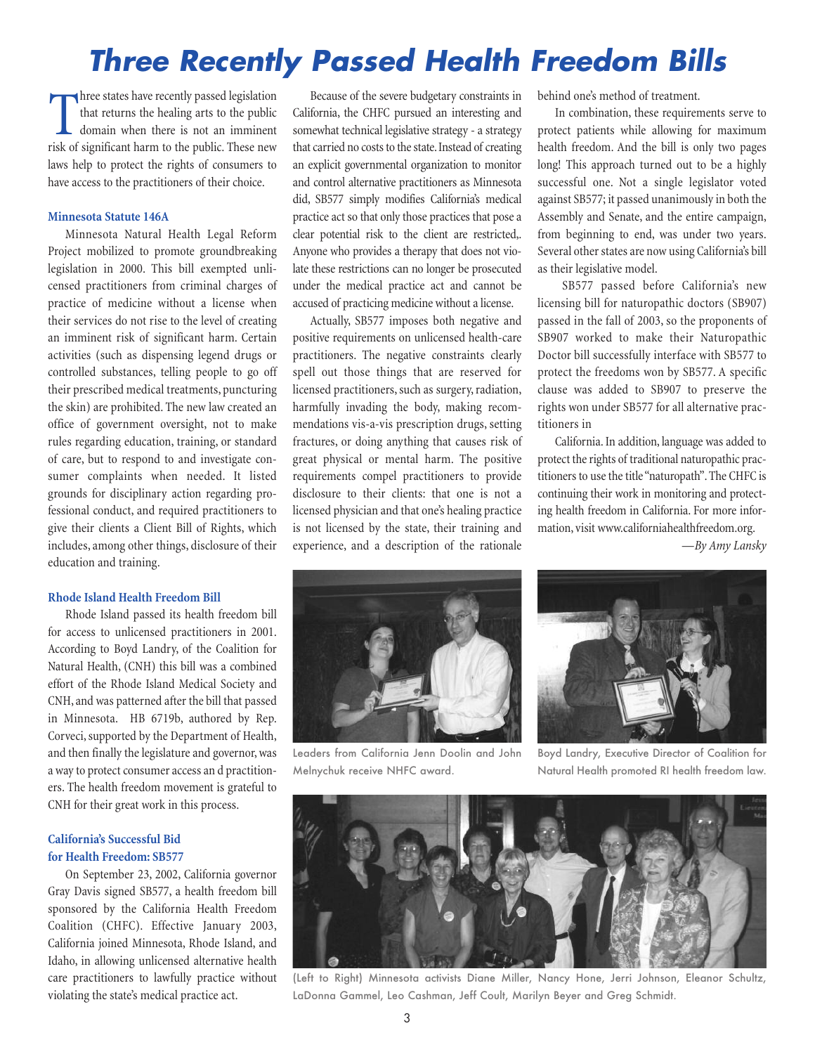# Three Recently Passed Health Freedom Bills

Three states have recently passed legislation that returns the healing arts to the public domain when there is not an imminent risk of significant harm to the public. These new laws help to protect the rights of consumers to have access to the practitioners of their choice.

### Minnesota Statute 146A

Minnesota Natural Health Legal Reform Project mobilized to promote groundbreaking legislation in 2000. This bill exempted unlicensed practitioners from criminal charges of practice of medicine without a license when their services do not rise to the level of creating an imminent risk of significant harm. Certain activities (such as dispensing legend drugs or controlled substances, telling people to go off their prescribed medical treatments, puncturing the skin) are prohibited. The new law created an office of government oversight, not to make rules regarding education, training, or standard of care, but to respond to and investigate consumer complaints when needed. It listed grounds for disciplinary action regarding professional conduct, and required practitioners to give their clients a Client Bill of Rights, which includes, among other things, disclosure of their education and training.

### Rhode Island Health Freedom Bill

Rhode Island passed its health freedom bill for access to unlicensed practitioners in 2001. According to Boyd Landry, of the Coalition for Natural Health, (CNH) this bill was a combined effort of the Rhode Island Medical Society and CNH, and was patterned after the bill that passed in Minnesota. HB 6719b, authored by Rep. Corveci, supported by the Department of Health, and then finally the legislature and governor, was a way to protect consumer access an d practitioners. The health freedom movement is grateful to CNH for their great work in this process.

### California's Successful Bid for Health Freedom: SB577

On September 23, 2002, California governor Gray Davis signed SB577, a health freedom bill sponsored by the California Health Freedom Coalition (CHFC). Effective January 2003, California joined Minnesota, Rhode Island, and Idaho, in allowing unlicensed alternative health care practitioners to lawfully practice without violating the state's medical practice act.

Because of the severe budgetary constraints in California, the CHFC pursued an interesting and somewhat technical legislative strategy - a strategy that carried no costs to the state. Instead of creating an explicit governmental organization to monitor and control alternative practitioners as Minnesota did, SB577 simply modifies California's medical practice act so that only those practices that pose a clear potential risk to the client are restricted,. Anyone who provides a therapy that does not violate these restrictions can no longer be prosecuted under the medical practice act and cannot be accused of practicing medicine without a license.

Actually, SB577 imposes both negative and positive requirements on unlicensed health-care practitioners. The negative constraints clearly spell out those things that are reserved for licensed practitioners, such as surgery, radiation, harmfully invading the body, making recommendations vis-a-vis prescription drugs, setting fractures, or doing anything that causes risk of great physical or mental harm. The positive requirements compel practitioners to provide disclosure to their clients: that one is not a licensed physician and that one's healing practice is not licensed by the state, their training and experience, and a description of the rationale behind one's method of treatment.

In combination, these requirements serve to protect patients while allowing for maximum health freedom. And the bill is only two pages long! This approach turned out to be a highly successful one. Not a single legislator voted against SB577; it passed unanimously in both the Assembly and Senate, and the entire campaign, from beginning to end, was under two years. Several other states are now using California's bill as their legislative model.

SB577 passed before California's new licensing bill for naturopathic doctors (SB907) passed in the fall of 2003, so the proponents of SB907 worked to make their Naturopathic Doctor bill successfully interface with SB577 to protect the freedoms won by SB577. A specific clause was added to SB907 to preserve the rights won under SB577 for all alternative practitioners in California. In addition, language was added to protect the rights of traditional naturopathic practitioners to use the title "naturopath". The CHFC is continuing their work in monitoring and protecting health freedom in California. For more information, visit www.californiahealthfreedom.org.

*—By Amy Lansky*

Leaders from California Jenn Doolin and John Melnychuk receive NHFC award.

Boyd Landry, Executive Director of Coalition for Natural Health promoted RI health freedom law.

(Left to Right) Minnesota activists Diane Miller, Nancy Hone, Jerri Johnson, Eleanor Schultz, LaDonna Gammel, Leo Cashman, Jeff Coult, Marilyn Beyer and Greg Schmidt.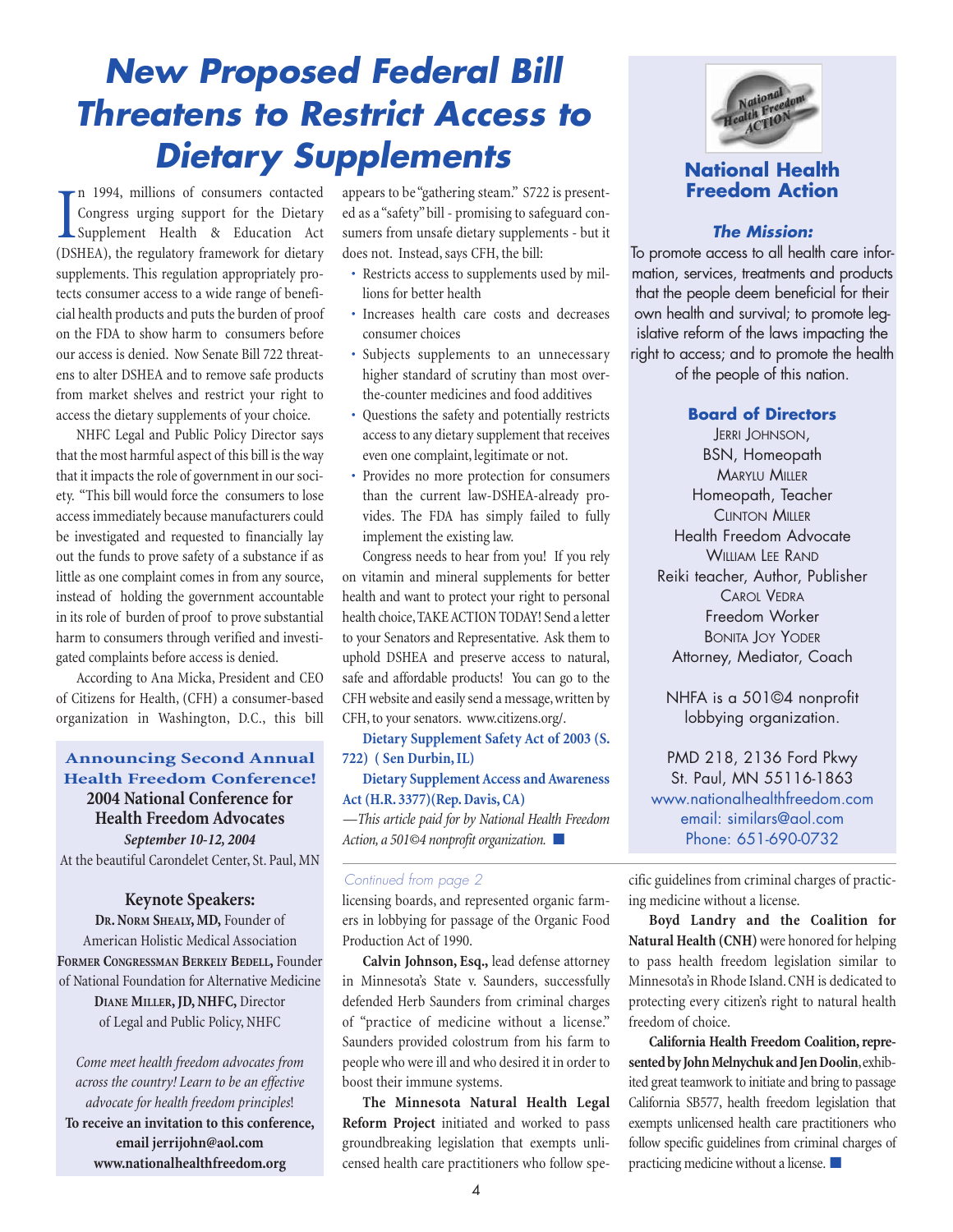# New Proposed Federal Bill Threatens to Restrict Access to Dietary Supplements

In 1994, millions of consumers contacted Congress urging support for the Dietary Supplement Health & Education Act (DSHEA), the regulatory framework for dietary supplements. This regulation appropriately protects consumer access to a wide range of beneficial health products and puts the burden of proof on the FDA to show harm to consumers before our access is denied. Now Senate Bill 722 threatens to alter DSHEA and to remove safe products from market shelves and restrict your right to access the dietary supplements of your choice.

NHFC Legal and Public Policy Director says that the most harmful aspect of this bill is the way that it impacts the role of government in our society. "This bill would force the consumers to lose access immediately because manufacturers could be investigated and requested to financially lay out the funds to prove safety of a substance if as little as one complaint comes in from any source, instead of holding the government accountable in its role of burden of proof to prove substantial harm to consumers through verified and investigated complaints before access is denied.

According to Ana Micka, President and CEO of Citizens for Health, (CFH) a consumer-based organization in Washington, D.C., this bill appears to be "gathering steam." S722 is presented as a "safety" bill - promising to safeguard consumers from unsafe dietary supplements - but it does not. Instead, says CFH, the bill:

- Restricts access to supplements used by millions for better health
- Increases health care costs and decreases consumer choices
- Subjects supplements to an unnecessary higher standard of scrutiny than most over-the-counter medicines and food additives
- Questions the safety and potentially restricts access to any dietary supplement that receives even one complaint, legitimate or not.
- Provides no more protection for consumers than the current law-DSHEA-already provides. The FDA has simply failed to fully implement the existing law.

Congress needs to hear from you! If you rely on vitamin and mineral supplements for better health and want to protect your right to personal health choice, TAKE ACTION TODAY! Send a letter to your Senators and Representative. Ask them to uphold DSHEA and preserve access to natural, safe and affordable products! You can go to the CFH website and easily send a message, written by CFH, to your senators. www.citizens.org/.

**Dietary Supplement Safety Act of 2003 (S. 722) ( Sen Durbin, IL)**

**Dietary Supplement Access and Awareness Act (H.R. 3377)(Rep. Davis, CA)**

*—This article paid for by National Health Freedom Action, a 501©4 nonprofit organization.* ■

---

## Announcing Second Annual Health Freedom Conference!

**2004 National Conference for Health Freedom Advocates**

***September 10-12, 2004***

At the beautiful Carondelet Center, St. Paul, MN

### Keynote Speakers:

**Dr. Norm Shealy, MD,** Founder of American Holistic Medical Association

**Former Congressman Berkely Bedell,** Founder of National Foundation for Alternative Medicine

**Diane Miller, JD, NHFC,** Director of Legal and Public Policy, NHFC

*Come meet health freedom advocates from across the country! Learn to be an effective advocate for health freedom principles*!

**To receive an invitation to this conference, email jerrijohn@aol.com www.nationalhealthfreedom.org**

---

## National Health Freedom Action

### *The Mission:*

To promote access to all health care information, services, treatments and products that the people deem beneficial for their own health and survival; to promote legislative reform of the laws impacting the right to access; and to promote the health of the people of this nation.

### Board of Directors

Jerri Johnson, BSN, Homeopath

Marylu Miller, Homeopath, Teacher

Clinton Miller, Health Freedom Advocate

William Lee Rand, Reiki teacher, Author, Publisher

Carol Vedra, Freedom Worker

Bonita Joy Yoder, Attorney, Mediator, Coach

NHFA is a 501©4 nonprofit lobbying organization.

PMD 218, 2136 Ford Pkwy
St. Paul, MN 55116-1863
www.nationalhealthfreedom.com
email: similars@aol.com
Phone: 651-690-0732

---

*Continued from page 2*

licensing boards, and represented organic farmers in lobbying for passage of the Organic Food Production Act of 1990.

**Calvin Johnson, Esq.,** lead defense attorney in Minnesota's State v. Saunders, successfully defended Herb Saunders from criminal charges of "practice of medicine without a license." Saunders provided colostrum from his farm to people who were ill and who desired it in order to boost their immune systems.

**The Minnesota Natural Health Legal Reform Project** initiated and worked to pass groundbreaking legislation that exempts unlicensed health care practitioners who follow specific guidelines from criminal charges of practicing medicine without a license.

**Boyd Landry and the Coalition for Natural Health (CNH)** were honored for helping to pass health freedom legislation similar to Minnesota's in Rhode Island. CNH is dedicated to protecting every citizen's right to natural health freedom of choice.

**California Health Freedom Coalition, represented by John Melnychuk and Jen Doolin,** exhibited great teamwork to initiate and bring to passage California SB577, health freedom legislation that exempts unlicensed health care practitioners who follow specific guidelines from criminal charges of practicing medicine without a license. ■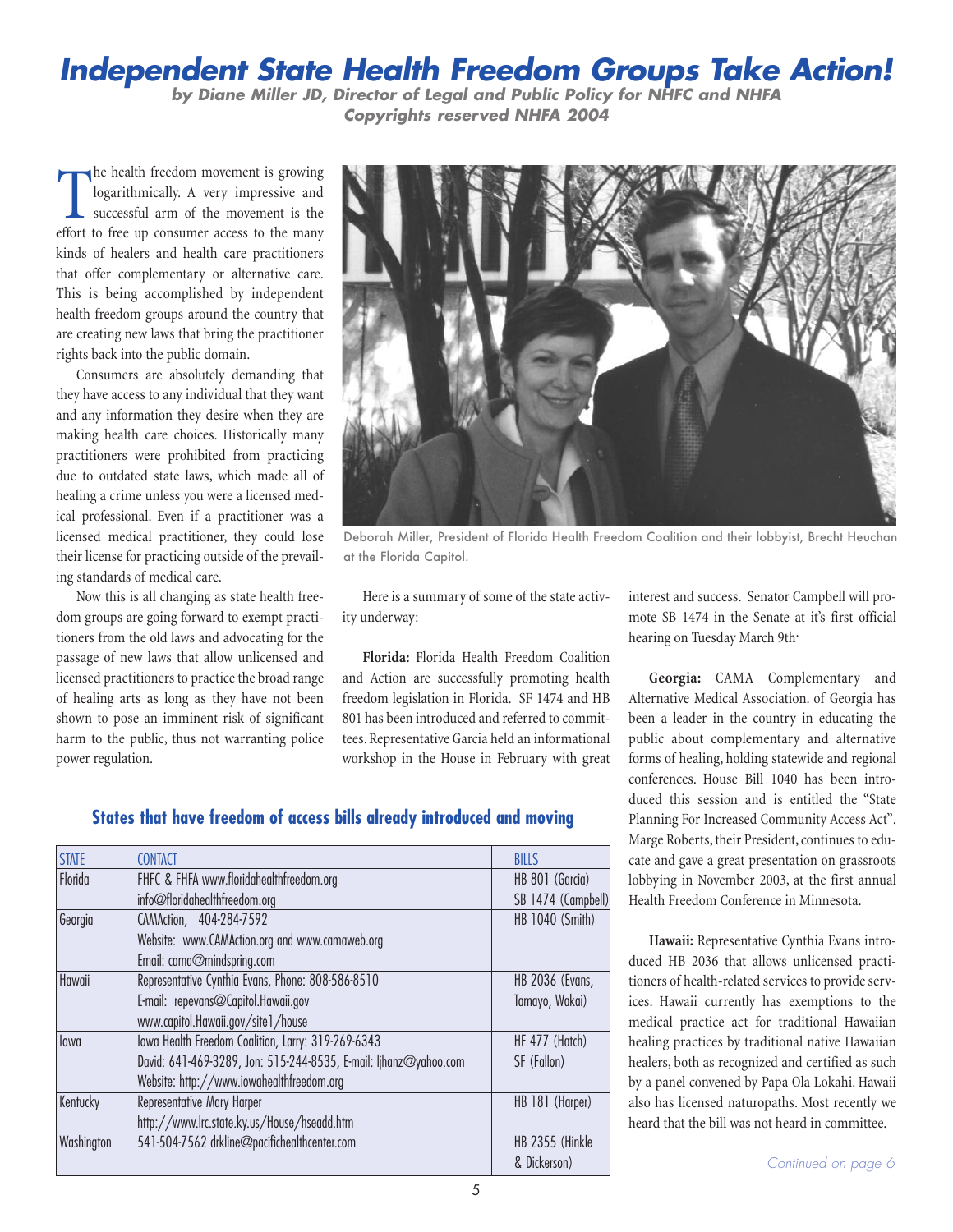# Independent State Health Freedom Groups Take Action!

***by Diane Miller JD, Director of Legal and Public Policy for NHFC and NHFA***
***Copyrights reserved NHFA 2004***

The health freedom movement is growing logarithmically. A very impressive and successful arm of the movement is the effort to free up consumer access to the many kinds of healers and health care practitioners that offer complementary or alternative care. This is being accomplished by independent health freedom groups around the country that are creating new laws that bring the practitioner rights back into the public domain.

Consumers are absolutely demanding that they have access to any individual that they want and any information they desire when they are making health care choices. Historically many practitioners were prohibited from practicing due to outdated state laws, which made all of healing a crime unless you were a licensed medical professional. Even if a practitioner was a licensed medical practitioner, they could lose their license for practicing outside of the prevailing standards of medical care.

Now this is all changing as state health freedom groups are going forward to exempt practitioners from the old laws and advocating for the passage of new laws that allow unlicensed and licensed practitioners to practice the broad range of healing arts as long as they have not been shown to pose an imminent risk of significant harm to the public, thus not warranting police power regulation.

Deborah Miller, President of Florida Health Freedom Coalition and their lobbyist, Brecht Heuchan at the Florida Capitol.

Here is a summary of some of the state activity underway:

**Florida:** Florida Health Freedom Coalition and Action are successfully promoting health freedom legislation in Florida. SF 1474 and HB 801 has been introduced and referred to committees. Representative Garcia held an informational workshop in the House in February with great interest and success. Senator Campbell will promote SB 1474 in the Senate at it's first official hearing on Tuesday March 9th.

**Georgia:** CAMA Complementary and Alternative Medical Association. of Georgia has been a leader in the country in educating the public about complementary and alternative forms of healing, holding statewide and regional conferences. House Bill 1040 has been introduced this session and is entitled the "State Planning For Increased Community Access Act". Marge Roberts, their President, continues to educate and gave a great presentation on grassroots lobbying in November 2003, at the first annual Health Freedom Conference in Minnesota.

**Hawaii:** Representative Cynthia Evans introduced HB 2036 that allows unlicensed practitioners of health-related services to provide services. Hawaii currently has exemptions to the medical practice act for traditional Hawaiian healing practices by traditional native Hawaiian healers, both as recognized and certified as such by a panel convened by Papa Ola Lokahi. Hawaii also has licensed naturopaths. Most recently we heard that the bill was not heard in committee.

*Continued on page 6*

## States that have freedom of access bills already introduced and moving

| STATE | CONTACT | BILLS |
|---|---|---|
| Florida | FHFC & FHFA www.floridahealthfreedom.org<br>info@floridahealthfreedom.org | HB 801 (Garcia)<br>SB 1474 (Campbell) |
| Georgia | CAMAction, 404-284-7592<br>Website: www.CAMAction.org and www.camaweb.org<br>Email: cama@mindspring.com | HB 1040 (Smith) |
| Hawaii | Representative Cynthia Evans, Phone: 808-586-8510<br>E-mail: repevans@Capitol.Hawaii.gov<br>www.capitol.Hawaii.gov/site1/house | HB 2036 (Evans, Tamayo, Wakai) |
| Iowa | Iowa Health Freedom Coalition, Larry: 319-269-6343<br>David: 641-469-3289, Jon: 515-244-8535, E-mail: ljhanz@yahoo.com<br>Website: http://www.iowahealthfreedom.org | HF 477 (Hatch)<br>SF (Fallon) |
| Kentucky | Representative Mary Harper<br>http://www.lrc.state.ky.us/House/hseadd.htm | HB 181 (Harper) |
| Washington | 541-504-7562 drkline@pacifichealthcenter.com | HB 2355 (Hinkle & Dickerson) |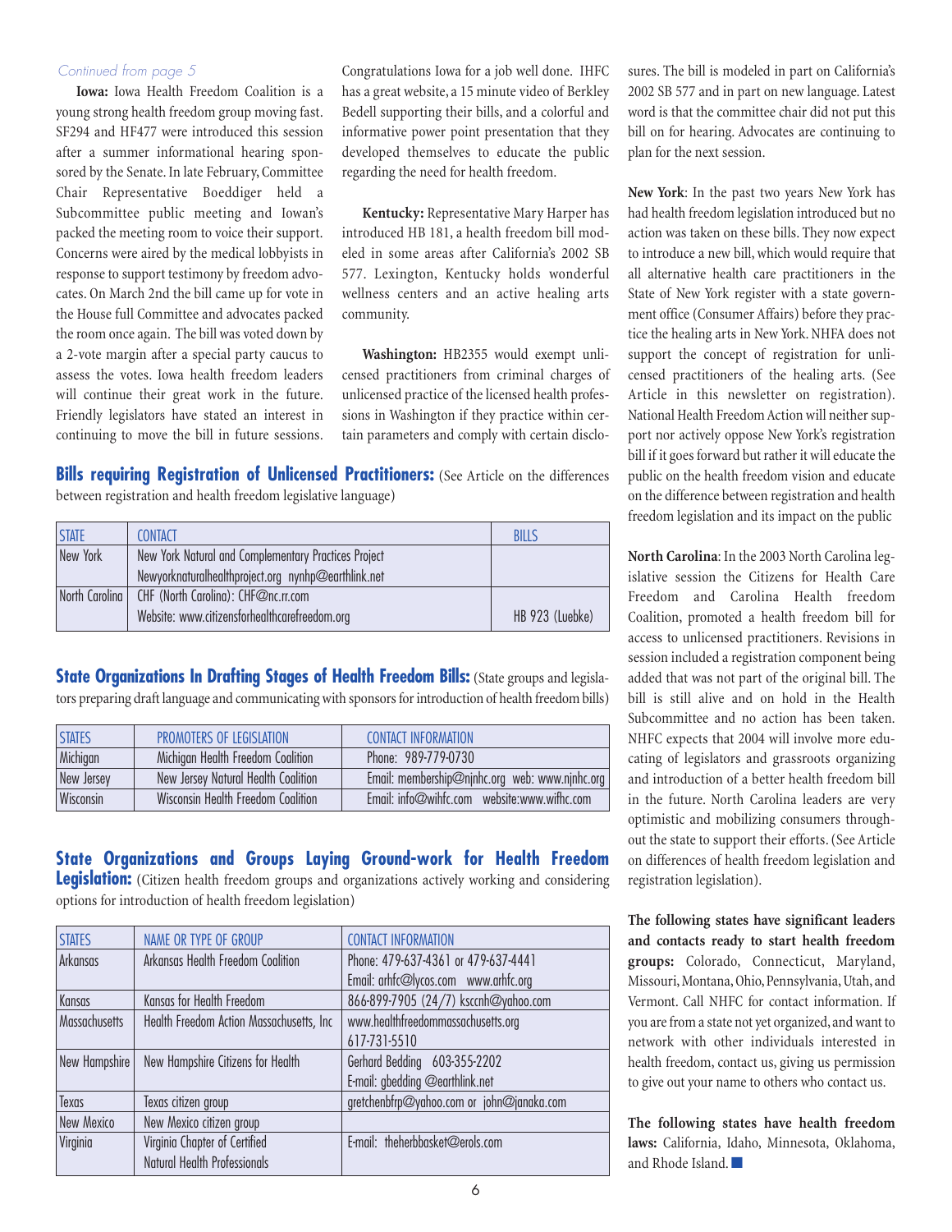*Continued from page 5*

**Iowa:** Iowa Health Freedom Coalition is a young strong health freedom group moving fast. SF294 and HF477 were introduced this session after a summer informational hearing sponsored by the Senate. In late February, Committee Chair Representative Boeddiger held a Subcommittee public meeting and Iowan's packed the meeting room to voice their support. Concerns were aired by the medical lobbyists in response to support testimony by freedom advocates. On March 2nd the bill came up for vote in the House full Committee and advocates packed the room once again. The bill was voted down by a 2-vote margin after a special party caucus to assess the votes. Iowa health freedom leaders will continue their great work in the future. Friendly legislators have stated an interest in continuing to move the bill in future sessions. Congratulations Iowa for a job well done. IHFC has a great website, a 15 minute video of Berkley Bedell supporting their bills, and a colorful and informative power point presentation that they developed themselves to educate the public regarding the need for health freedom.

**Kentucky:** Representative Mary Harper has introduced HB 181, a health freedom bill modeled in some areas after California's 2002 SB 577. Lexington, Kentucky holds wonderful wellness centers and an active healing arts community.

**Washington:** HB2355 would exempt unlicensed practitioners from criminal charges of unlicensed practice of the licensed health professions in Washington if they practice within certain parameters and comply with certain disclosures. The bill is modeled in part on California's 2002 SB 577 and in part on new language. Latest word is that the committee chair did not put this bill on for hearing. Advocates are continuing to plan for the next session.

**New York**: In the past two years New York has had health freedom legislation introduced but no action was taken on these bills. They now expect to introduce a new bill, which would require that all alternative health care practitioners in the State of New York register with a state government office (Consumer Affairs) before they practice the healing arts in New York. NHFA does not support the concept of registration for unlicensed practitioners of the healing arts. (See Article in this newsletter on registration). National Health Freedom Action will neither support nor actively oppose New York's registration bill if it goes forward but rather it will educate the public on the health freedom vision and educate on the difference between registration and health freedom legislation and its impact on the public

**North Carolina**: In the 2003 North Carolina legislative session the Citizens for Health Care Freedom and Carolina Health freedom Coalition, promoted a health freedom bill for access to unlicensed practitioners. Revisions in session included a registration component being added that was not part of the original bill. The bill is still alive and on hold in the Health Subcommittee and no action has been taken. NHFC expects that 2004 will involve more educating of legislators and grassroots organizing and introduction of a better health freedom bill in the future. North Carolina leaders are very optimistic and mobilizing consumers throughout the state to support their efforts. (See Article on differences of health freedom legislation and registration legislation).

## Bills requiring Registration of Unlicensed Practitioners:

(See Article on the differences between registration and health freedom legislative language)

| STATE | CONTACT | BILLS |
|---|---|---|
| New York | New York Natural and Complementary Practices Project<br>Newyorknaturalhealthproject.org nynhp@earthlink.net | |
| North Carolina | CHF (North Carolina): CHF@nc.rr.com<br>Website: www.citizensforhealthcarefreedom.org | HB 923 (Luebke) |

## State Organizations In Drafting Stages of Health Freedom Bills:

(State groups and legislators preparing draft language and communicating with sponsors for introduction of health freedom bills)

| STATES | PROMOTERS OF LEGISLATION | CONTACT INFORMATION |
|---|---|---|
| Michigan | Michigan Health Freedom Coalition | Phone: 989-779-0730 |
| New Jersey | New Jersey Natural Health Coalition | Email: membership@njnhc.org web: www.njnhc.org |
| Wisconsin | Wisconsin Health Freedom Coalition | Email: info@wihfc.com website:www.wifhc.com |

## State Organizations and Groups Laying Ground-work for Health Freedom Legislation:

(Citizen health freedom groups and organizations actively working and considering options for introduction of health freedom legislation)

| STATES | NAME OR TYPE OF GROUP | CONTACT INFORMATION |
|---|---|---|
| Arkansas | Arkansas Health Freedom Coalition | Phone: 479-637-4361 or 479-637-4441<br>Email: arhfc@lycos.com www.arhfc.org |
| Kansas | Kansas for Health Freedom | 866-899-7905 (24/7) ksccnh@yahoo.com |
| Massachusetts | Health Freedom Action Massachusetts, Inc | www.healthfreedommassachusetts.org<br>617-731-5510 |
| New Hampshire | New Hampshire Citizens for Health | Gerhard Bedding 603-355-2202<br>E-mail: gbedding @earthlink.net |
| Texas | Texas citizen group | gretchenbfrp@yahoo.com or john@janaka.com |
| New Mexico | New Mexico citizen group | |
| Virginia | Virginia Chapter of Certified Natural Health Professionals | E-mail: theherbbasket@erols.com |

**The following states have significant leaders and contacts ready to start health freedom groups:** Colorado, Connecticut, Maryland, Missouri, Montana, Ohio, Pennsylvania, Utah, and Vermont. Call NHFC for contact information. If you are from a state not yet organized, and want to network with other individuals interested in health freedom, contact us, giving us permission to give out your name to others who contact us.

**The following states have health freedom laws:** California, Idaho, Minnesota, Oklahoma, and Rhode Island. ■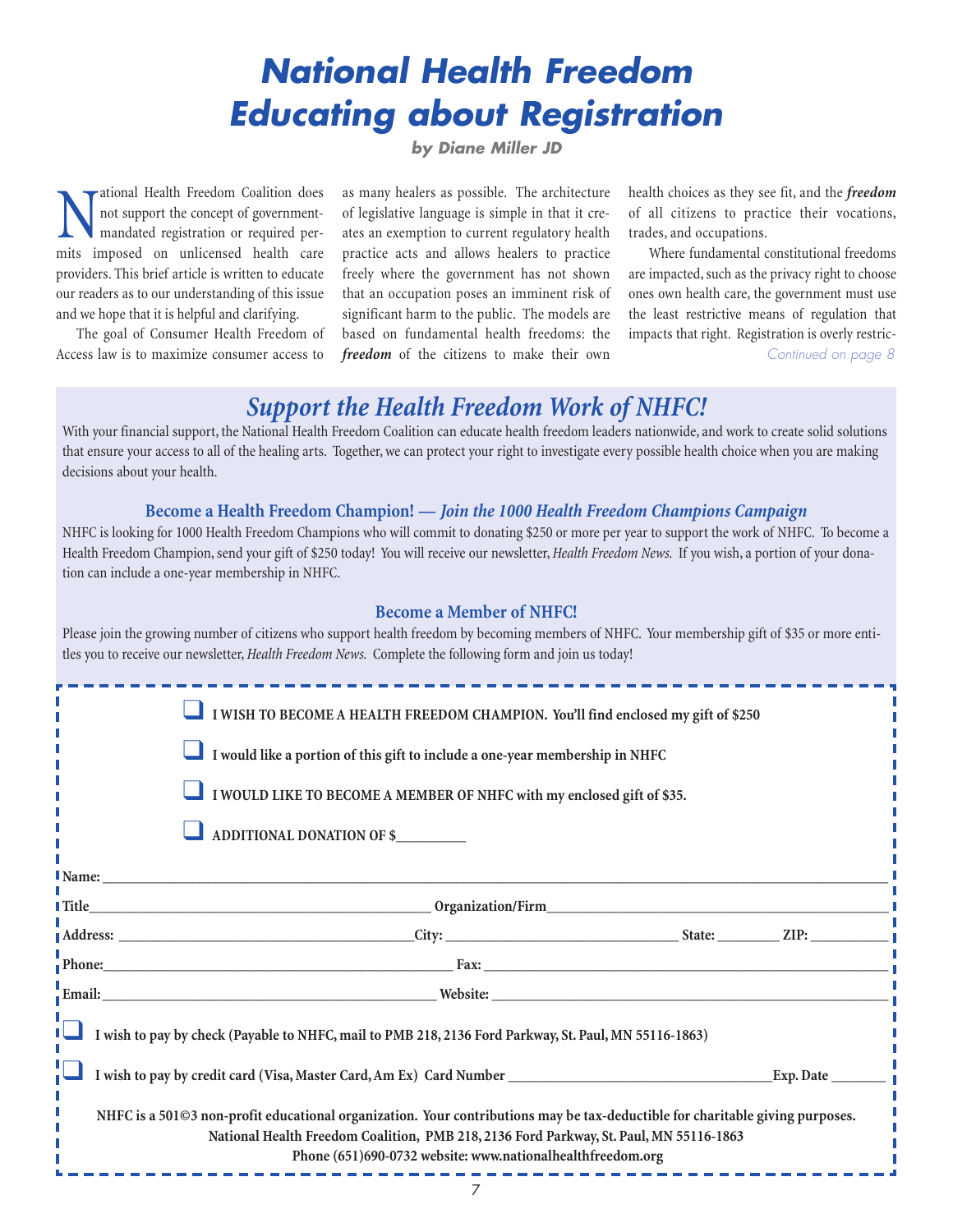# National Health Freedom Educating about Registration

***by Diane Miller JD***

National Health Freedom Coalition does not support the concept of government-mandated registration or required permits imposed on unlicensed health care providers. This brief article is written to educate our readers as to our understanding of this issue and we hope that it is helpful and clarifying.

The goal of Consumer Health Freedom of Access law is to maximize consumer access to as many healers as possible. The architecture of legislative language is simple in that it creates an exemption to current regulatory health practice acts and allows healers to practice freely where the government has not shown that an occupation poses an imminent risk of significant harm to the public. The models are based on fundamental health freedoms: the ***freedom*** of the citizens to make their own health choices as they see fit, and the ***freedom*** of all citizens to practice their vocations, trades, and occupations.

Where fundamental constitutional freedoms are impacted, such as the privacy right to choose ones own health care, the government must use the least restrictive means of regulation that impacts that right. Registration is overly restric-

*Continued on page 8*

## *Support the Health Freedom Work of NHFC!*

With your financial support, the National Health Freedom Coalition can educate health freedom leaders nationwide, and work to create solid solutions that ensure your access to all of the healing arts. Together, we can protect your right to investigate every possible health choice when you are making decisions about your health.

### Become a Health Freedom Champion! — *Join the 1000 Health Freedom Champions Campaign*

NHFC is looking for 1000 Health Freedom Champions who will commit to donating $250 or more per year to support the work of NHFC. To become a Health Freedom Champion, send your gift of $250 today! You will receive our newsletter, *Health Freedom News.* If you wish, a portion of your donation can include a one-year membership in NHFC.

### Become a Member of NHFC!

Please join the growing number of citizens who support health freedom by becoming members of NHFC. Your membership gift of $35 or more entitles you to receive our newsletter, *Health Freedom News.* Complete the following form and join us today!

- ❑ **I WISH TO BECOME A HEALTH FREEDOM CHAMPION. You'll find enclosed my gift of $250**
- ❑ **I would like a portion of this gift to include a one-year membership in NHFC**
- ❑ **I WOULD LIKE TO BECOME A MEMBER OF NHFC with my enclosed gift of $35.**
- ❑ **ADDITIONAL DONATION OF $__________**

**Name:** ____________________________________________

**Title**__________________ **Organization/Firm**__________________

**Address:** __________________ **City:** __________________ **State:** ________ **ZIP:** __________

**Phone:**__________________ **Fax:** __________________

**Email:**__________________ **Website:** __________________

❑ **I wish to pay by check (Payable to NHFC, mail to PMB 218, 2136 Ford Parkway, St. Paul, MN 55116-1863)**

❑ **I wish to pay by credit card (Visa, Master Card, Am Ex) Card Number** __________________ **Exp. Date** ________

**NHFC is a 501©3 non-profit educational organization. Your contributions may be tax-deductible for charitable giving purposes.**
**National Health Freedom Coalition, PMB 218, 2136 Ford Parkway, St. Paul, MN 55116-1863**
**Phone (651)690-0732 website: www.nationalhealthfreedom.org**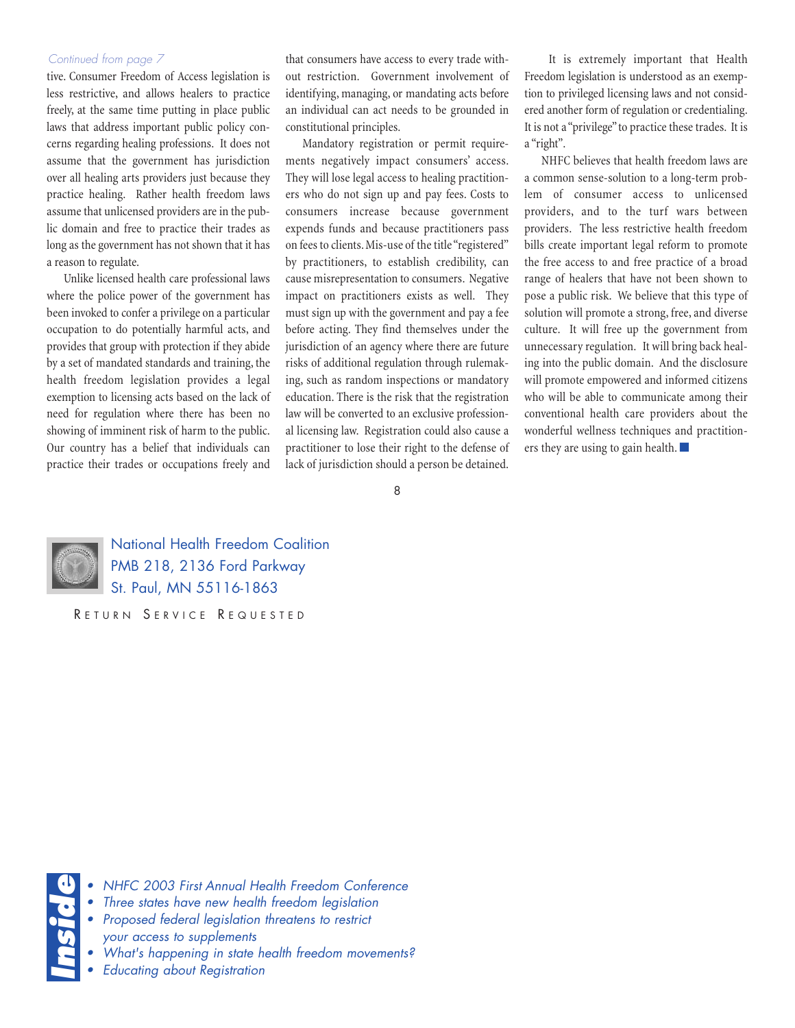*Continued from page 7*

tive. Consumer Freedom of Access legislation is less restrictive, and allows healers to practice freely, at the same time putting in place public laws that address important public policy concerns regarding healing professions. It does not assume that the government has jurisdiction over all healing arts providers just because they practice healing. Rather health freedom laws assume that unlicensed providers are in the public domain and free to practice their trades as long as the government has not shown that it has a reason to regulate.

Unlike licensed health care professional laws where the police power of the government has been invoked to confer a privilege on a particular occupation to do potentially harmful acts, and provides that group with protection if they abide by a set of mandated standards and training, the health freedom legislation provides a legal exemption to licensing acts based on the lack of need for regulation where there has been no showing of imminent risk of harm to the public. Our country has a belief that individuals can practice their trades or occupations freely and that consumers have access to every trade without restriction. Government involvement of identifying, managing, or mandating acts before an individual can act needs to be grounded in constitutional principles.

Mandatory registration or permit requirements negatively impact consumers' access. They will lose legal access to healing practitioners who do not sign up and pay fees. Costs to consumers increase because government expends funds and because practitioners pass on fees to clients. Mis-use of the title "registered" by practitioners, to establish credibility, can cause misrepresentation to consumers. Negative impact on practitioners exists as well. They must sign up with the government and pay a fee before acting. They find themselves under the jurisdiction of an agency where there are future risks of additional regulation through rulemaking, such as random inspections or mandatory education. There is the risk that the registration law will be converted to an exclusive professional licensing law. Registration could also cause a practitioner to lose their right to the defense of lack of jurisdiction should a person be detained.

It is extremely important that Health Freedom legislation is understood as an exemption to privileged licensing laws and not considered another form of regulation or credentialing. It is not a "privilege" to practice these trades. It is a "right".

NHFC believes that health freedom laws are a common sense-solution to a long-term problem of consumer access to unlicensed providers, and to the turf wars between providers. The less restrictive health freedom bills create important legal reform to promote the free access to and free practice of a broad range of healers that have not been shown to pose a public risk. We believe that this type of solution will promote a strong, free, and diverse culture. It will free up the government from unnecessary regulation. It will bring back healing into the public domain. And the disclosure will promote empowered and informed citizens who will be able to communicate among their conventional health care providers about the wonderful wellness techniques and practitioners they are using to gain health. ■

National Health Freedom Coalition
PMB 218, 2136 Ford Parkway
St. Paul, MN 55116-1863

RETURN SERVICE REQUESTED

**Inside**

- *NHFC 2003 First Annual Health Freedom Conference*
- *Three states have new health freedom legislation*
- *Proposed federal legislation threatens to restrict your access to supplements*
- *What's happening in state health freedom movements?*
- *Educating about Registration*